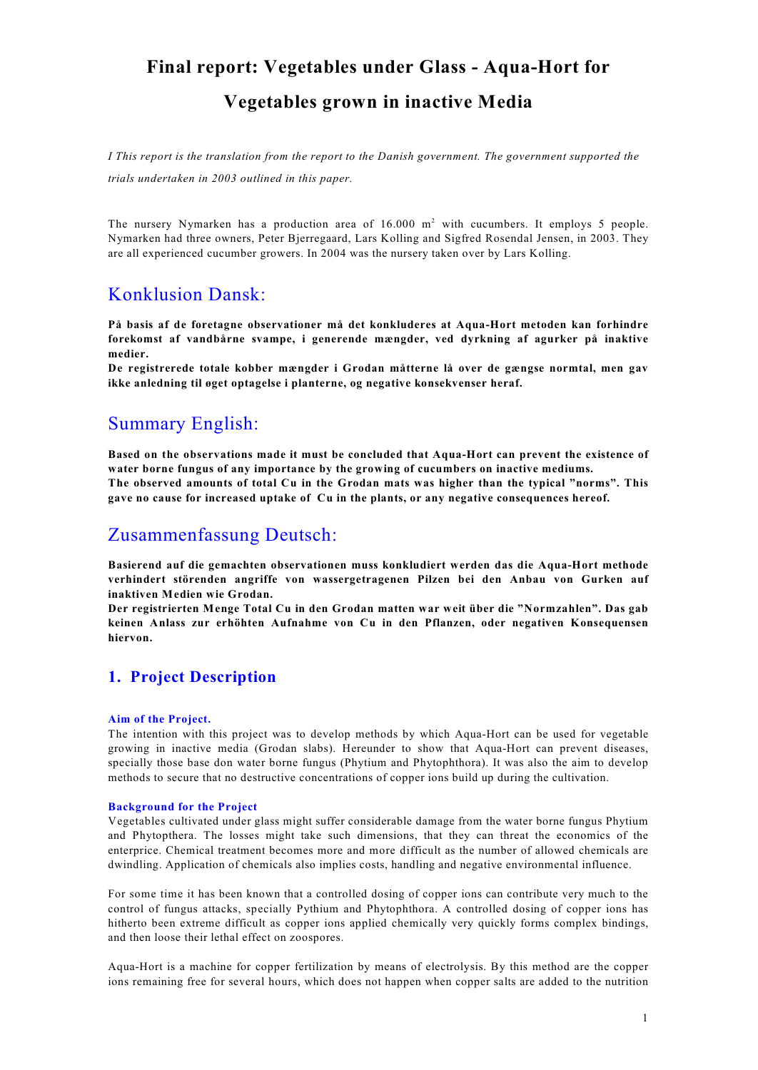# Final report: Vegetables under Glass - Aqua-Hort for Vegetables grown in inactive Media

*I This report is the translation from the report to the Danish government. The government supported the trials undertaken in 2003 outlined in this paper.*

The nursery Nymarken has a production area of 16.000 $m^2$ with cucumbers. It employs 5 people. Nymarken had three owners, Peter Bjerregaard, Lars Kolling and Sigfred Rosendal Jensen, in 2003. They are all experienced cucumber growers. In 2004 was the nursery taken over by Lars Kolling.

## Konklusion Dansk:

**På basis af de foretagne observationer må det konkluderes at Aqua-Hort metoden kan forhindre forekomst af vandbårne svampe, i generende mængder, ved dyrkning af agurker på inaktive medier.**
**De registrerede totale kobber mængder i Grodan måtterne lå over de gængse normtal, men gav ikke anledning til øget optagelse i planterne, og negative konsekvenser heraf.**

## Summary English:

**Based on the observations made it must be concluded that Aqua-Hort can prevent the existence of water borne fungus of any importance by the growing of cucumbers on inactive mediums.**
**The observed amounts of total Cu in the Grodan mats was higher than the typical "norms". This gave no cause for increased uptake of Cu in the plants, or any negative consequences hereof.**

## Zusammenfassung Deutsch:

**Basierend auf die gemachten observationen muss konkludiert werden das die Aqua-Hort methode verhindert störenden angriffe von wassergetragenen Pilzen bei den Anbau von Gurken auf inaktiven Medien wie Grodan.**
**Der registrierten Menge Total Cu in den Grodan matten war weit über die "Normzahlen". Das gab keinen Anlass zur erhöhten Aufnahme von Cu in den Pflanzen, oder negativen Konsequensen hiervon.**

## 1. Project Description

### Aim of the Project.

The intention with this project was to develop methods by which Aqua-Hort can be used for vegetable growing in inactive media (Grodan slabs). Hereunder to show that Aqua-Hort can prevent diseases, specially those base don water borne fungus (Phytium and Phytophthora). It was also the aim to develop methods to secure that no destructive concentrations of copper ions build up during the cultivation.

### Background for the Project

Vegetables cultivated under glass might suffer considerable damage from the water borne fungus Phytium and Phytopthera. The losses might take such dimensions, that they can threat the economics of the enterprice. Chemical treatment becomes more and more difficult as the number of allowed chemicals are dwindling. Application of chemicals also implies costs, handling and negative environmental influence.

For some time it has been known that a controlled dosing of copper ions can contribute very much to the control of fungus attacks, specially Pythium and Phytophthora. A controlled dosing of copper ions has hitherto been extreme difficult as copper ions applied chemically very quickly forms complex bindings, and then loose their lethal effect on zoospores.

Aqua-Hort is a machine for copper fertilization by means of electrolysis. By this method are the copper ions remaining free for several hours, which does not happen when copper salts are added to the nutrition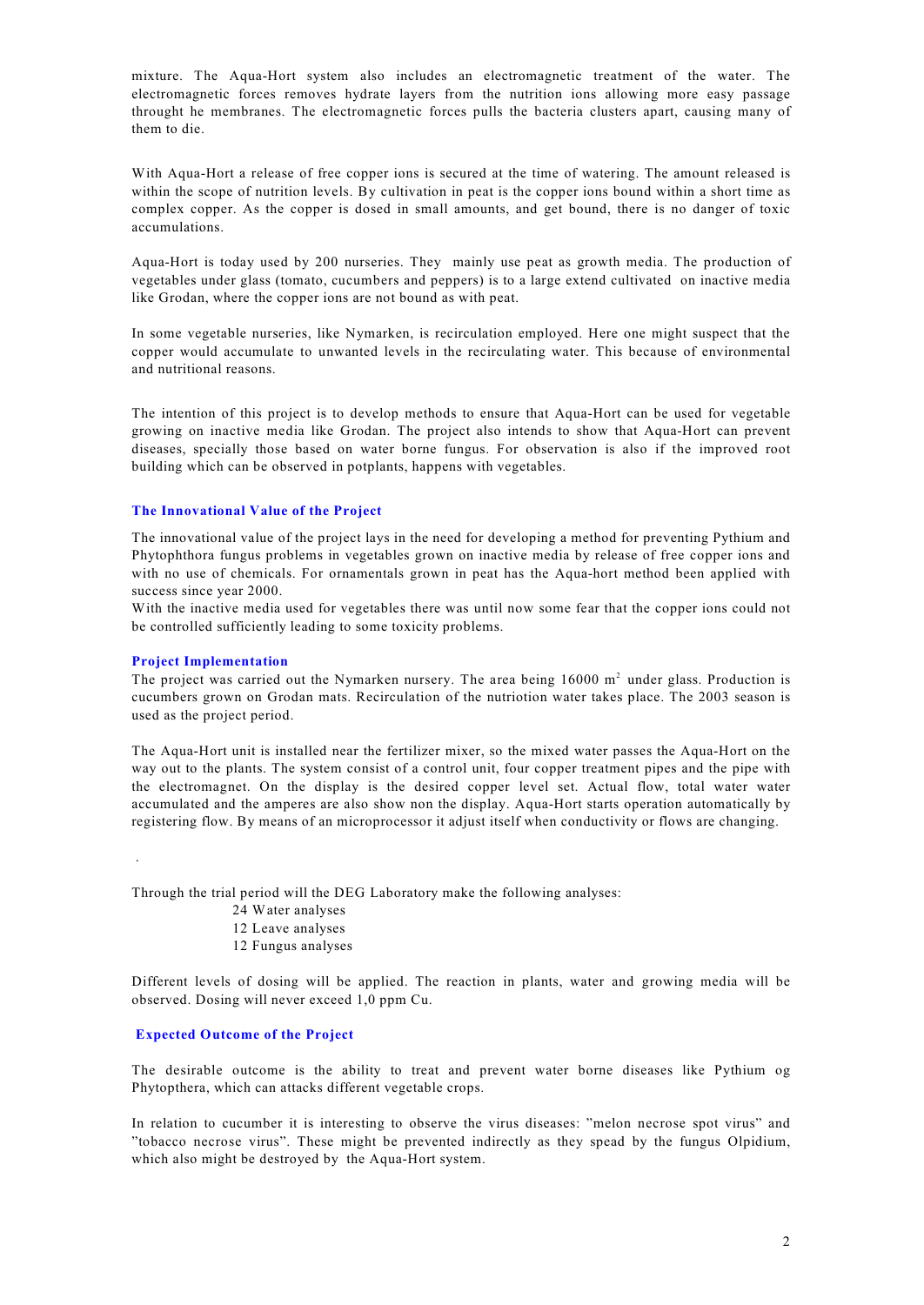mixture. The Aqua-Hort system also includes an electromagnetic treatment of the water. The electromagnetic forces removes hydrate layers from the nutrition ions allowing more easy passage throught he membranes. The electromagnetic forces pulls the bacteria clusters apart, causing many of them to die.

With Aqua-Hort a release of free copper ions is secured at the time of watering. The amount released is within the scope of nutrition levels. By cultivation in peat is the copper ions bound within a short time as complex copper. As the copper is dosed in small amounts, and get bound, there is no danger of toxic accumulations.

Aqua-Hort is today used by 200 nurseries. They mainly use peat as growth media. The production of vegetables under glass (tomato, cucumbers and peppers) is to a large extend cultivated on inactive media like Grodan, where the copper ions are not bound as with peat.

In some vegetable nurseries, like Nymarken, is recirculation employed. Here one might suspect that the copper would accumulate to unwanted levels in the recirculating water. This because of environmental and nutritional reasons.

The intention of this project is to develop methods to ensure that Aqua-Hort can be used for vegetable growing on inactive media like Grodan. The project also intends to show that Aqua-Hort can prevent diseases, specially those based on water borne fungus. For observation is also if the improved root building which can be observed in potplants, happens with vegetables.

### The Innovational Value of the Project

The innovational value of the project lays in the need for developing a method for preventing Pythium and Phytophthora fungus problems in vegetables grown on inactive media by release of free copper ions and with no use of chemicals. For ornamentals grown in peat has the Aqua-hort method been applied with success since year 2000.
With the inactive media used for vegetables there was until now some fear that the copper ions could not be controlled sufficiently leading to some toxicity problems.

### Project Implementation

The project was carried out the Nymarken nursery. The area being 16000 m$^2$ under glass. Production is cucumbers grown on Grodan mats. Recirculation of the nutriotion water takes place. The 2003 season is used as the project period.

The Aqua-Hort unit is installed near the fertilizer mixer, so the mixed water passes the Aqua-Hort on the way out to the plants. The system consist of a control unit, four copper treatment pipes and the pipe with the electromagnet. On the display is the desired copper level set. Actual flow, total water water accumulated and the amperes are also show non the display. Aqua-Hort starts operation automatically by registering flow. By means of an microprocessor it adjust itself when conductivity or flows are changing.

.

Through the trial period will the DEG Laboratory make the following analyses:

- 24 Water analyses
- 12 Leave analyses
- 12 Fungus analyses

Different levels of dosing will be applied. The reaction in plants, water and growing media will be observed. Dosing will never exceed 1,0 ppm Cu.

### Expected Outcome of the Project

The desirable outcome is the ability to treat and prevent water borne diseases like Pythium og Phytopthera, which can attacks different vegetable crops.

In relation to cucumber it is interesting to observe the virus diseases: "melon necrose spot virus" and "tobacco necrose virus". These might be prevented indirectly as they spead by the fungus Olpidium, which also might be destroyed by the Aqua-Hort system.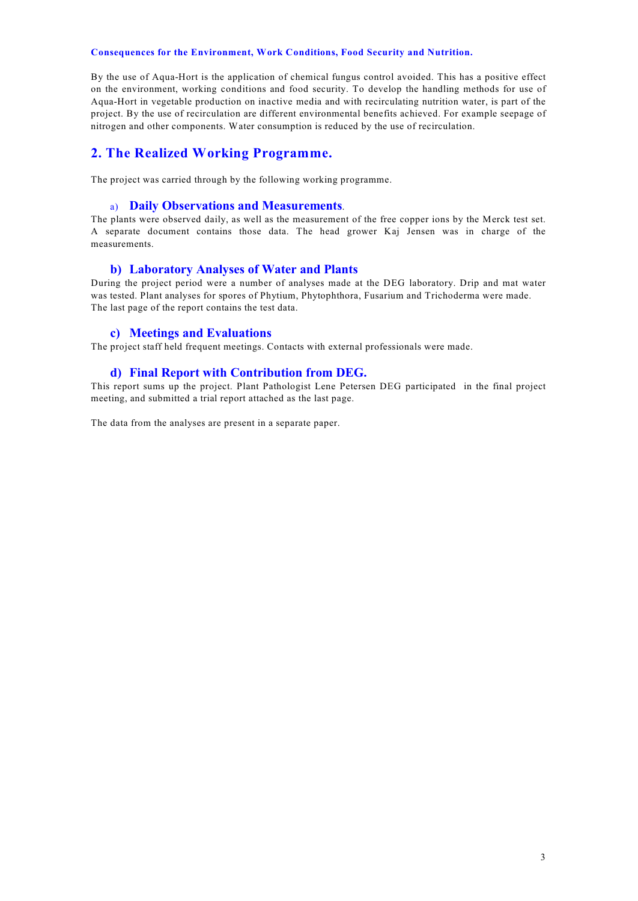**Consequences for the Environment, Work Conditions, Food Security and Nutrition.**

By the use of Aqua-Hort is the application of chemical fungus control avoided. This has a positive effect on the environment, working conditions and food security. To develop the handling methods for use of Aqua-Hort in vegetable production on inactive media and with recirculating nutrition water, is part of the project. By the use of recirculation are different environmental benefits achieved. For example seepage of nitrogen and other components. Water consumption is reduced by the use of recirculation.

## 2. The Realized Working Programme.

The project was carried through by the following working programme.

### a) Daily Observations and Measurements.

The plants were observed daily, as well as the measurement of the free copper ions by the Merck test set. A separate document contains those data. The head grower Kaj Jensen was in charge of the measurements.

### b) Laboratory Analyses of Water and Plants

During the project period were a number of analyses made at the DEG laboratory. Drip and mat water was tested. Plant analyses for spores of Phytium, Phytophthora, Fusarium and Trichoderma were made. The last page of the report contains the test data.

### c) Meetings and Evaluations

The project staff held frequent meetings. Contacts with external professionals were made.

### d) Final Report with Contribution from DEG.

This report sums up the project. Plant Pathologist Lene Petersen DEG participated in the final project meeting, and submitted a trial report attached as the last page.

The data from the analyses are present in a separate paper.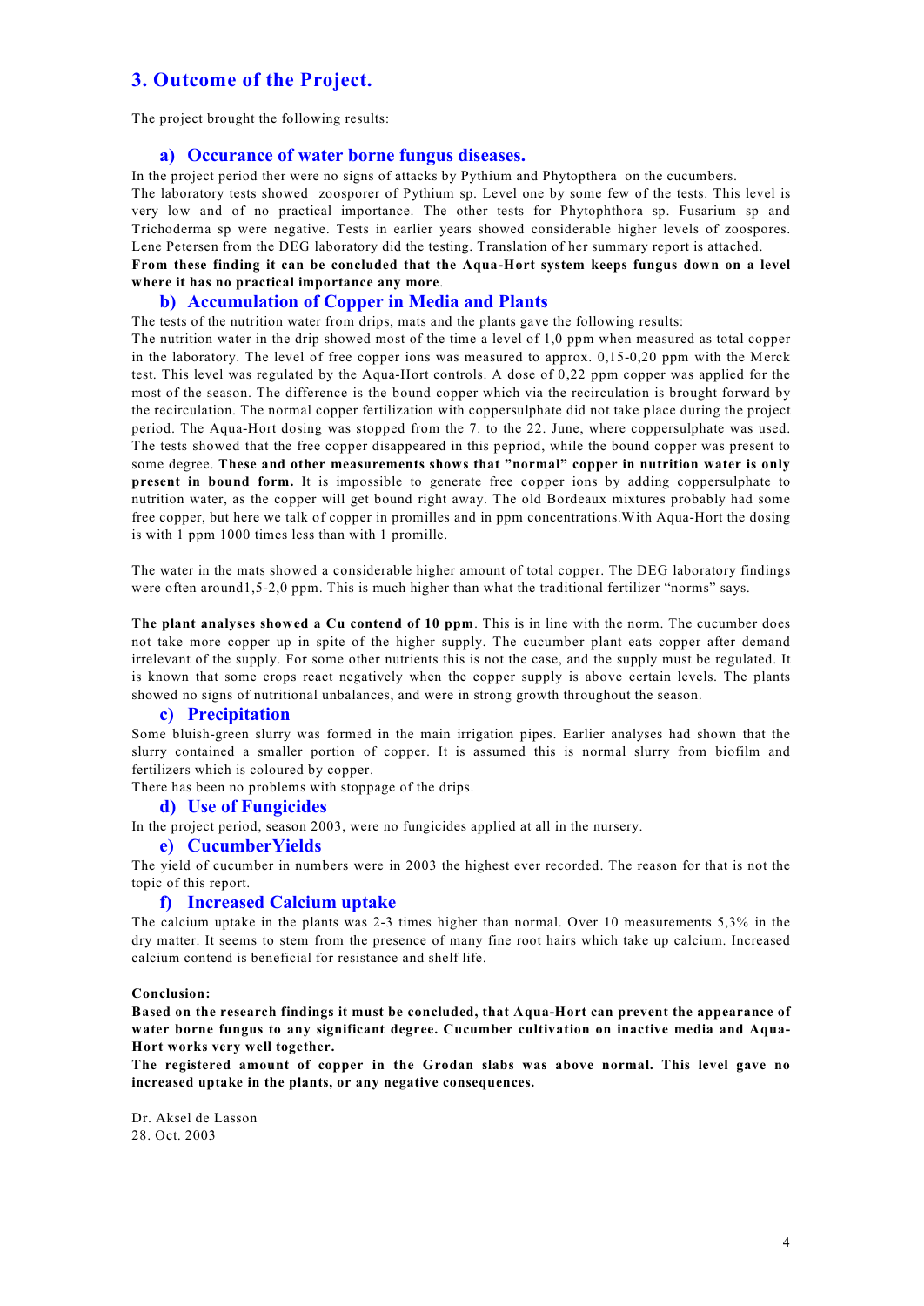## 3. Outcome of the Project.

The project brought the following results:

### a) Occurance of water borne fungus diseases.

In the project period ther were no signs of attacks by Pythium and Phytopthera on the cucumbers.
The laboratory tests showed zoosporer of Pythium sp. Level one by some few of the tests. This level is very low and of no practical importance. The other tests for Phytophthora sp. Fusarium sp and Trichoderma sp were negative. Tests in earlier years showed considerable higher levels of zoospores. Lene Petersen from the DEG laboratory did the testing. Translation of her summary report is attached.
**From these finding it can be concluded that the Aqua-Hort system keeps fungus down on a level where it has no practical importance any more**.

### b) Accumulation of Copper in Media and Plants

The tests of the nutrition water from drips, mats and the plants gave the following results:
The nutrition water in the drip showed most of the time a level of 1,0 ppm when measured as total copper in the laboratory. The level of free copper ions was measured to approx. 0,15-0,20 ppm with the Merck test. This level was regulated by the Aqua-Hort controls. A dose of 0,22 ppm copper was applied for the most of the season. The difference is the bound copper which via the recirculation is brought forward by the recirculation. The normal copper fertilization with coppersulphate did not take place during the project period. The Aqua-Hort dosing was stopped from the 7. to the 22. June, where coppersulphate was used. The tests showed that the free copper disappeared in this pepriod, while the bound copper was present to some degree. **These and other measurements shows that "normal" copper in nutrition water is only present in bound form.** It is impossible to generate free copper ions by adding coppersulphate to nutrition water, as the copper will get bound right away. The old Bordeaux mixtures probably had some free copper, but here we talk of copper in promilles and in ppm concentrations.With Aqua-Hort the dosing is with 1 ppm 1000 times less than with 1 promille.

The water in the mats showed a considerable higher amount of total copper. The DEG laboratory findings were often around1,5-2,0 ppm. This is much higher than what the traditional fertilizer "norms" says.

**The plant analyses showed a Cu contend of 10 ppm**. This is in line with the norm. The cucumber does not take more copper up in spite of the higher supply. The cucumber plant eats copper after demand irrelevant of the supply. For some other nutrients this is not the case, and the supply must be regulated. It is known that some crops react negatively when the copper supply is above certain levels. The plants showed no signs of nutritional unbalances, and were in strong growth throughout the season.

### c) Precipitation

Some bluish-green slurry was formed in the main irrigation pipes. Earlier analyses had shown that the slurry contained a smaller portion of copper. It is assumed this is normal slurry from biofilm and fertilizers which is coloured by copper.
There has been no problems with stoppage of the drips.

### d) Use of Fungicides

In the project period, season 2003, were no fungicides applied at all in the nursery.

### e) CucumberYields

The yield of cucumber in numbers were in 2003 the highest ever recorded. The reason for that is not the topic of this report.

### f) Increased Calcium uptake

The calcium uptake in the plants was 2-3 times higher than normal. Over 10 measurements 5,3% in the dry matter. It seems to stem from the presence of many fine root hairs which take up calcium. Increased calcium contend is beneficial for resistance and shelf life.

**Conclusion:**

**Based on the research findings it must be concluded, that Aqua-Hort can prevent the appearance of water borne fungus to any significant degree. Cucumber cultivation on inactive media and Aqua-Hort works very well together.**

**The registered amount of copper in the Grodan slabs was above normal. This level gave no increased uptake in the plants, or any negative consequences.**

Dr. Aksel de Lasson
28. Oct. 2003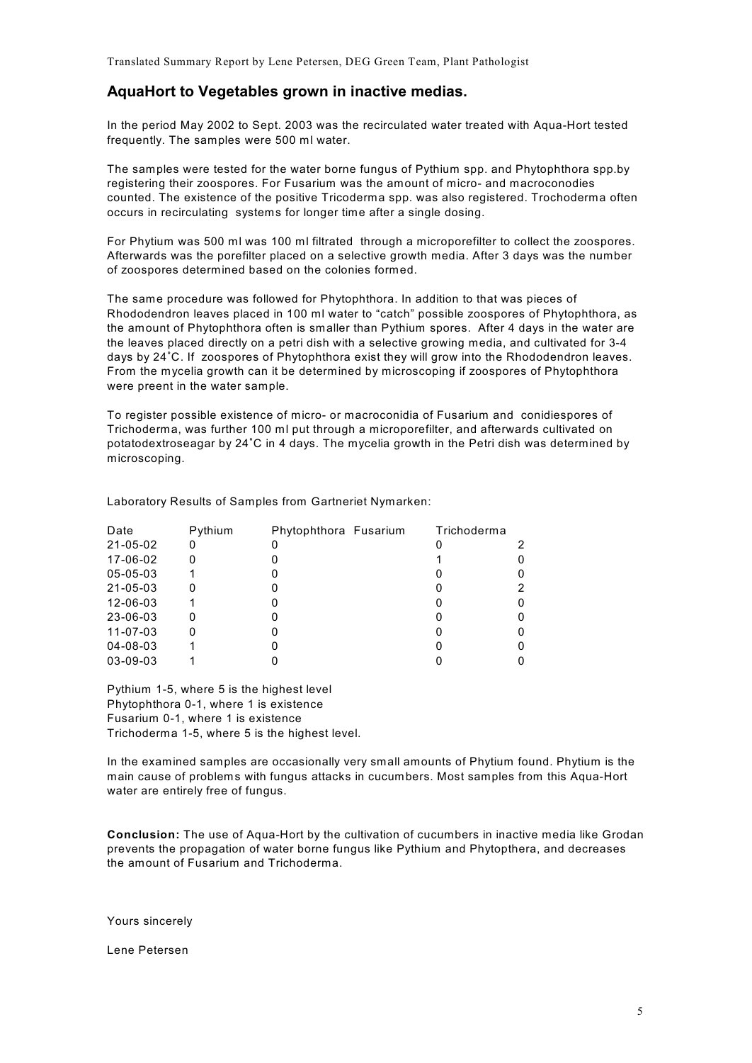Translated Summary Report by Lene Petersen, DEG Green Team, Plant Pathologist

## AquaHort to Vegetables grown in inactive medias.

In the period May 2002 to Sept. 2003 was the recirculated water treated with Aqua-Hort tested frequently. The samples were 500 ml water.

The samples were tested for the water borne fungus of Pythium spp. and Phytophthora spp.by registering their zoospores. For Fusarium was the amount of micro- and macroconodies counted. The existence of the positive Tricoderma spp. was also registered. Trochoderma often occurs in recirculating systems for longer time after a single dosing.

For Phytium was 500 ml was 100 ml filtrated through a microporefilter to collect the zoospores. Afterwards was the porefilter placed on a selective growth media. After 3 days was the number of zoospores determined based on the colonies formed.

The same procedure was followed for Phytophthora. In addition to that was pieces of Rhododendron leaves placed in 100 ml water to "catch" possible zoospores of Phytophthora, as the amount of Phytophthora often is smaller than Pythium spores. After 4 days in the water are the leaves placed directly on a petri dish with a selective growing media, and cultivated for 3-4 days by 24˚C. If zoospores of Phytophthora exist they will grow into the Rhododendron leaves. From the mycelia growth can it be determined by microscoping if zoospores of Phytophthora were preent in the water sample.

To register possible existence of micro- or macroconidia of Fusarium and conidiespores of Trichoderma, was further 100 ml put through a microporefilter, and afterwards cultivated on potatodextroseagar by 24˚C in 4 days. The mycelia growth in the Petri dish was determined by microscoping.

Laboratory Results of Samples from Gartneriet Nymarken:

| Date | Pythium | Phytophthora | Fusarium | Trichoderma |
|---|---|---|---|---|
| 21-05-02 | 0 | 0 | 0 | 2 |
| 17-06-02 | 0 | 0 | 1 | 0 |
| 05-05-03 | 1 | 0 | 0 | 0 |
| 21-05-03 | 0 | 0 | 0 | 2 |
| 12-06-03 | 1 | 0 | 0 | 0 |
| 23-06-03 | 0 | 0 | 0 | 0 |
| 11-07-03 | 0 | 0 | 0 | 0 |
| 04-08-03 | 1 | 0 | 0 | 0 |
| 03-09-03 | 1 | 0 | 0 | 0 |

Pythium 1-5, where 5 is the highest level
Phytophthora 0-1, where 1 is existence
Fusarium 0-1, where 1 is existence
Trichoderma 1-5, where 5 is the highest level.

In the examined samples are occasionally very small amounts of Phytium found. Phytium is the main cause of problems with fungus attacks in cucumbers. Most samples from this Aqua-Hort water are entirely free of fungus.

**Conclusion:** The use of Aqua-Hort by the cultivation of cucumbers in inactive media like Grodan prevents the propagation of water borne fungus like Pythium and Phytopthera, and decreases the amount of Fusarium and Trichoderma.

Yours sincerely

Lene Petersen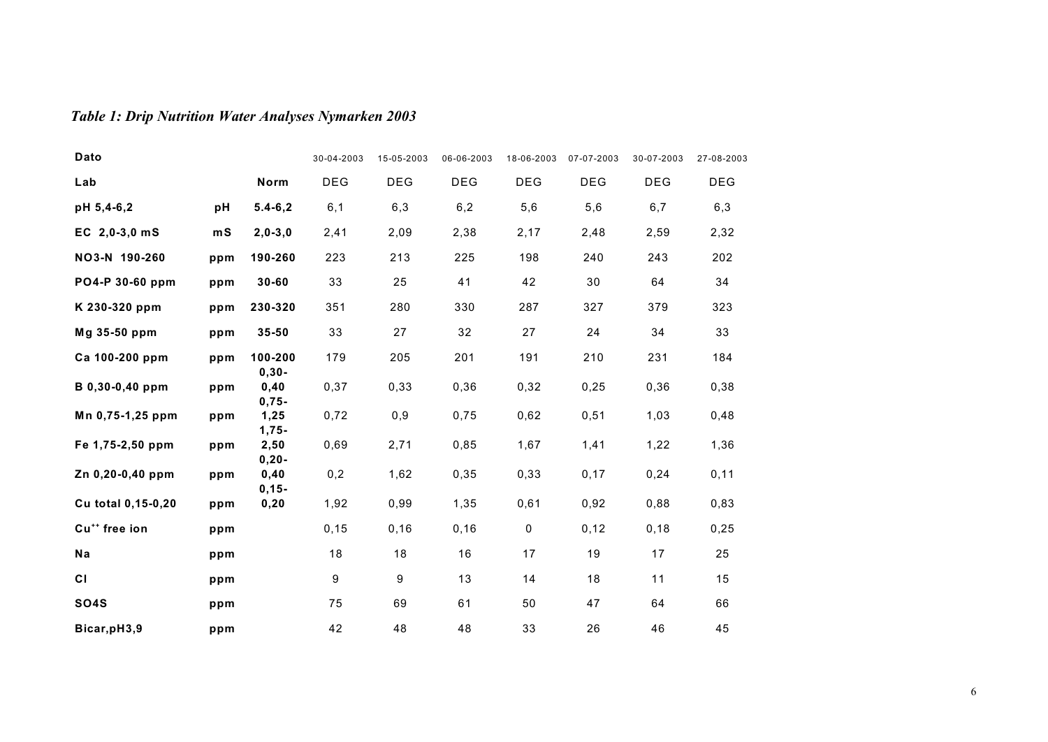*Table 1: Drip Nutrition Water Analyses Nymarken 2003*

| Dato | | | 30-04-2003 | 15-05-2003 | 06-06-2003 | 18-06-2003 | 07-07-2003 | 30-07-2003 | 27-08-2003 |
|---|---|---|---|---|---|---|---|---|---|
| **Lab** | | **Norm** | DEG | DEG | DEG | DEG | DEG | DEG | DEG |
| **pH 5,4-6,2** | **pH** | **5.4-6,2** | 6,1 | 6,3 | 6,2 | 5,6 | 5,6 | 6,7 | 6,3 |
| **EC 2,0-3,0 mS** | **mS** | **2,0-3,0** | 2,41 | 2,09 | 2,38 | 2,17 | 2,48 | 2,59 | 2,32 |
| **NO3-N 190-260** | **ppm** | **190-260** | 223 | 213 | 225 | 198 | 240 | 243 | 202 |
| **PO4-P 30-60 ppm** | **ppm** | **30-60** | 33 | 25 | 41 | 42 | 30 | 64 | 34 |
| **K 230-320 ppm** | **ppm** | **230-320** | 351 | 280 | 330 | 287 | 327 | 379 | 323 |
| **Mg 35-50 ppm** | **ppm** | **35-50** | 33 | 27 | 32 | 27 | 24 | 34 | 33 |
| **Ca 100-200 ppm** | **ppm** | **100-200** | 179 | 205 | 201 | 191 | 210 | 231 | 184 |
| **B 0,30-0,40 ppm** | **ppm** | **0,30-0,40** | 0,37 | 0,33 | 0,36 | 0,32 | 0,25 | 0,36 | 0,38 |
| **Mn 0,75-1,25 ppm** | **ppm** | **0,75-1,25** | 0,72 | 0,9 | 0,75 | 0,62 | 0,51 | 1,03 | 0,48 |
| **Fe 1,75-2,50 ppm** | **ppm** | **1,75-2,50** | 0,69 | 2,71 | 0,85 | 1,67 | 1,41 | 1,22 | 1,36 |
| **Zn 0,20-0,40 ppm** | **ppm** | **0,20-0,40** | 0,2 | 1,62 | 0,35 | 0,33 | 0,17 | 0,24 | 0,11 |
| **Cu total 0,15-0,20** | **ppm** | **0,15-0,20** | 1,92 | 0,99 | 1,35 | 0,61 | 0,92 | 0,88 | 0,83 |
| **$Cu^{++}$ free ion** | **ppm** | | 0,15 | 0,16 | 0,16 | 0 | 0,12 | 0,18 | 0,25 |
| **Na** | **ppm** | | 18 | 18 | 16 | 17 | 19 | 17 | 25 |
| **Cl** | **ppm** | | 9 | 9 | 13 | 14 | 18 | 11 | 15 |
| **SO4S** | **ppm** | | 75 | 69 | 61 | 50 | 47 | 64 | 66 |
| **Bicar,pH3,9** | **ppm** | | 42 | 48 | 48 | 33 | 26 | 46 | 45 |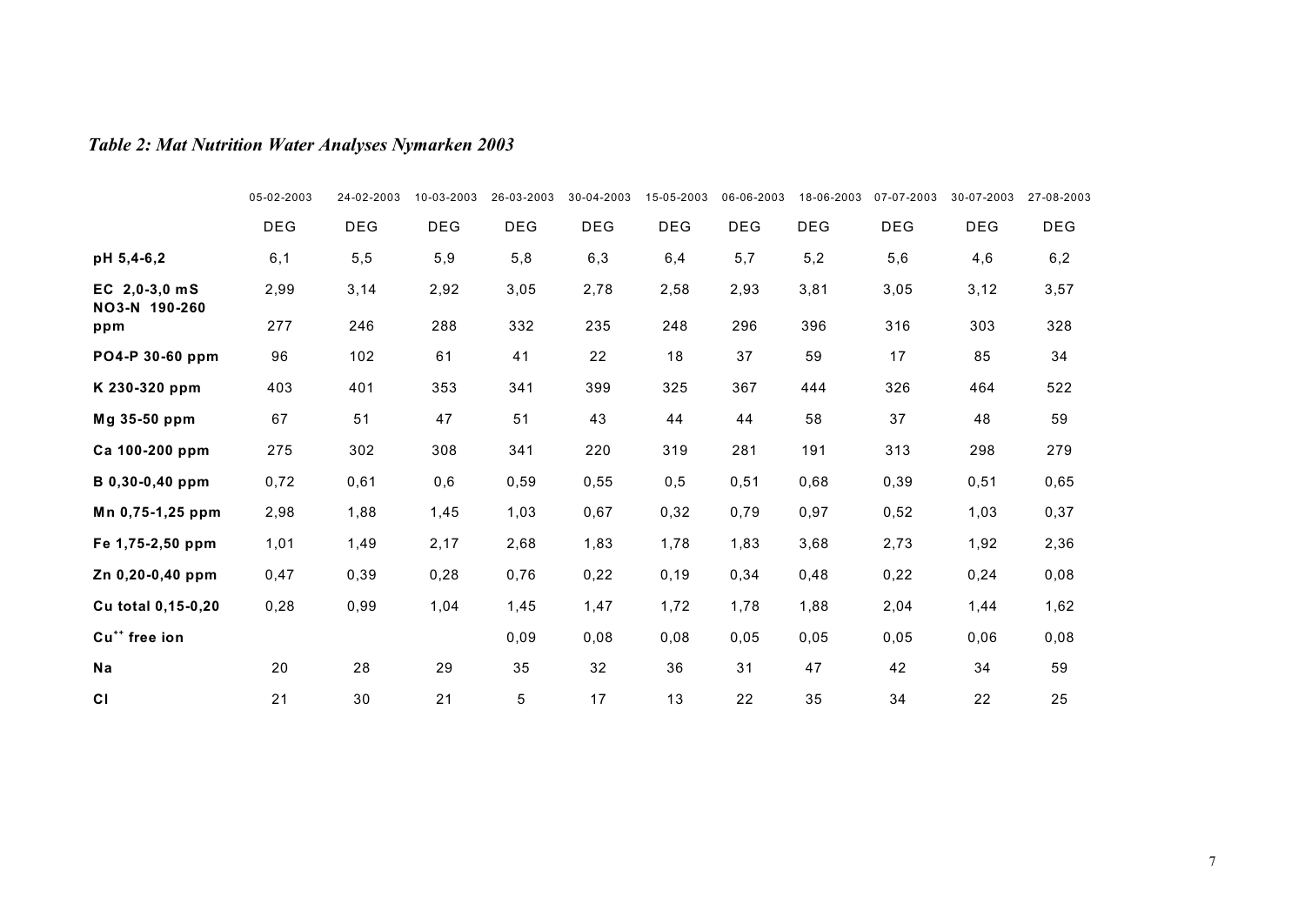*Table 2: Mat Nutrition Water Analyses Nymarken 2003*

| | 05-02-2003 | 24-02-2003 | 10-03-2003 | 26-03-2003 | 30-04-2003 | 15-05-2003 | 06-06-2003 | 18-06-2003 | 07-07-2003 | 30-07-2003 | 27-08-2003 |
|---|---|---|---|---|---|---|---|---|---|---|---|
| | DEG | DEG | DEG | DEG | DEG | DEG | DEG | DEG | DEG | DEG | DEG |
| **pH 5,4-6,2** | 6,1 | 5,5 | 5,9 | 5,8 | 6,3 | 6,4 | 5,7 | 5,2 | 5,6 | 4,6 | 6,2 |
| **EC 2,0-3,0 mS** | 2,99 | 3,14 | 2,92 | 3,05 | 2,78 | 2,58 | 2,93 | 3,81 | 3,05 | 3,12 | 3,57 |
| **NO3-N 190-260 ppm** | 277 | 246 | 288 | 332 | 235 | 248 | 296 | 396 | 316 | 303 | 328 |
| **PO4-P 30-60 ppm** | 96 | 102 | 61 | 41 | 22 | 18 | 37 | 59 | 17 | 85 | 34 |
| **K 230-320 ppm** | 403 | 401 | 353 | 341 | 399 | 325 | 367 | 444 | 326 | 464 | 522 |
| **Mg 35-50 ppm** | 67 | 51 | 47 | 51 | 43 | 44 | 44 | 58 | 37 | 48 | 59 |
| **Ca 100-200 ppm** | 275 | 302 | 308 | 341 | 220 | 319 | 281 | 191 | 313 | 298 | 279 |
| **B 0,30-0,40 ppm** | 0,72 | 0,61 | 0,6 | 0,59 | 0,55 | 0,5 | 0,51 | 0,68 | 0,39 | 0,51 | 0,65 |
| **Mn 0,75-1,25 ppm** | 2,98 | 1,88 | 1,45 | 1,03 | 0,67 | 0,32 | 0,79 | 0,97 | 0,52 | 1,03 | 0,37 |
| **Fe 1,75-2,50 ppm** | 1,01 | 1,49 | 2,17 | 2,68 | 1,83 | 1,78 | 1,83 | 3,68 | 2,73 | 1,92 | 2,36 |
| **Zn 0,20-0,40 ppm** | 0,47 | 0,39 | 0,28 | 0,76 | 0,22 | 0,19 | 0,34 | 0,48 | 0,22 | 0,24 | 0,08 |
| **Cu total 0,15-0,20** | 0,28 | 0,99 | 1,04 | 1,45 | 1,47 | 1,72 | 1,78 | 1,88 | 2,04 | 1,44 | 1,62 |
| **$Cu^{++}$ free ion** | | | | 0,09 | 0,08 | 0,08 | 0,05 | 0,05 | 0,05 | 0,06 | 0,08 |
| **Na** | 20 | 28 | 29 | 35 | 32 | 36 | 31 | 47 | 42 | 34 | 59 |
| **Cl** | 21 | 30 | 21 | 5 | 17 | 13 | 22 | 35 | 34 | 22 | 25 |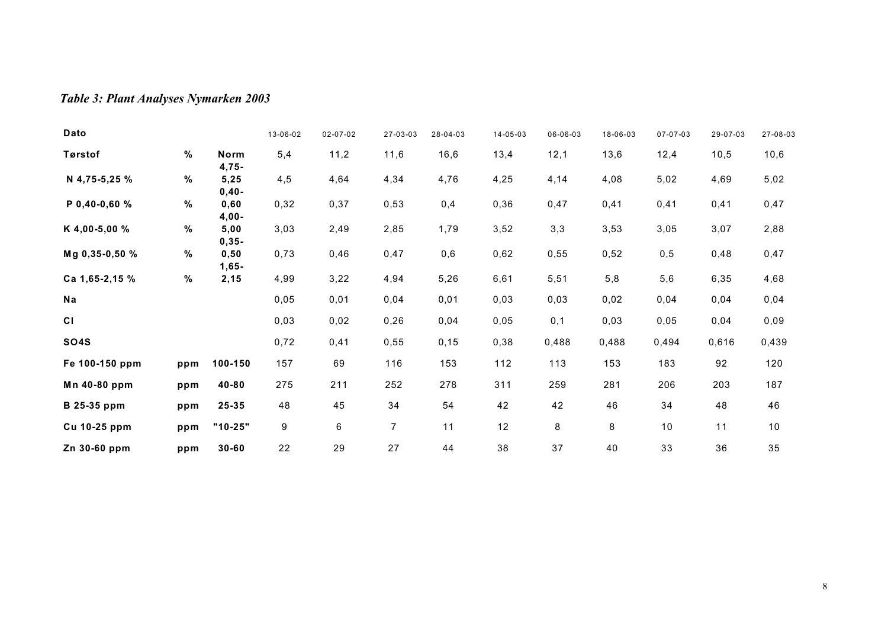*Table 3: Plant Analyses Nymarken 2003*

| Dato | | | 13-06-02 | 02-07-02 | 27-03-03 | 28-04-03 | 14-05-03 | 06-06-03 | 18-06-03 | 07-07-03 | 29-07-03 | 27-08-03 |
|---|---|---|---|---|---|---|---|---|---|---|---|---|
| **Tørstof** | **%** | **Norm** | 5,4 | 11,2 | 11,6 | 16,6 | 13,4 | 12,1 | 13,6 | 12,4 | 10,5 | 10,6 |
| **N 4,75-5,25 %** | **%** | **4,75-5,25** | 4,5 | 4,64 | 4,34 | 4,76 | 4,25 | 4,14 | 4,08 | 5,02 | 4,69 | 5,02 |
| **P 0,40-0,60 %** | **%** | **0,40-0,60** | 0,32 | 0,37 | 0,53 | 0,4 | 0,36 | 0,47 | 0,41 | 0,41 | 0,41 | 0,47 |
| **K 4,00-5,00 %** | **%** | **4,00-5,00** | 3,03 | 2,49 | 2,85 | 1,79 | 3,52 | 3,3 | 3,53 | 3,05 | 3,07 | 2,88 |
| **Mg 0,35-0,50 %** | **%** | **0,35-0,50** | 0,73 | 0,46 | 0,47 | 0,6 | 0,62 | 0,55 | 0,52 | 0,5 | 0,48 | 0,47 |
| **Ca 1,65-2,15 %** | **%** | **1,65-2,15** | 4,99 | 3,22 | 4,94 | 5,26 | 6,61 | 5,51 | 5,8 | 5,6 | 6,35 | 4,68 |
| **Na** | | | 0,05 | 0,01 | 0,04 | 0,01 | 0,03 | 0,03 | 0,02 | 0,04 | 0,04 | 0,04 |
| **Cl** | | | 0,03 | 0,02 | 0,26 | 0,04 | 0,05 | 0,1 | 0,03 | 0,05 | 0,04 | 0,09 |
| **SO4S** | | | 0,72 | 0,41 | 0,55 | 0,15 | 0,38 | 0,488 | 0,488 | 0,494 | 0,616 | 0,439 |
| **Fe 100-150 ppm** | **ppm** | **100-150** | 157 | 69 | 116 | 153 | 112 | 113 | 153 | 183 | 92 | 120 |
| **Mn 40-80 ppm** | **ppm** | **40-80** | 275 | 211 | 252 | 278 | 311 | 259 | 281 | 206 | 203 | 187 |
| **B 25-35 ppm** | **ppm** | **25-35** | 48 | 45 | 34 | 54 | 42 | 42 | 46 | 34 | 48 | 46 |
| **Cu 10-25 ppm** | **ppm** | **"10-25"** | 9 | 6 | 7 | 11 | 12 | 8 | 8 | 10 | 11 | 10 |
| **Zn 30-60 ppm** | **ppm** | **30-60** | 22 | 29 | 27 | 44 | 38 | 37 | 40 | 33 | 36 | 35 |